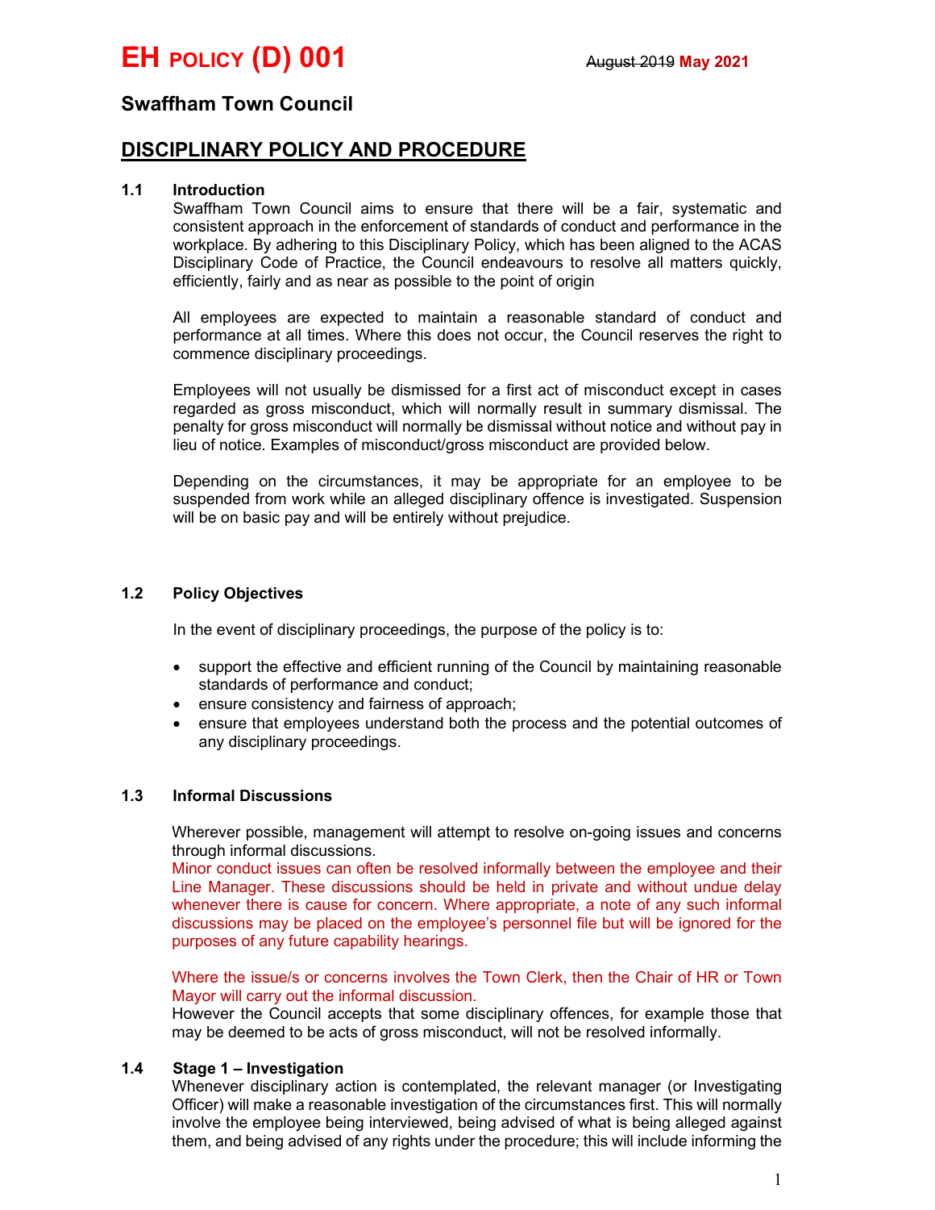# EH POLICY (D) 001

~~August 2019~~ May 2021

## Swaffham Town Council

## DISCIPLINARY POLICY AND PROCEDURE

### 1.1 Introduction

Swaffham Town Council aims to ensure that there will be a fair, systematic and consistent approach in the enforcement of standards of conduct and performance in the workplace. By adhering to this Disciplinary Policy, which has been aligned to the ACAS Disciplinary Code of Practice, the Council endeavours to resolve all matters quickly, efficiently, fairly and as near as possible to the point of origin

All employees are expected to maintain a reasonable standard of conduct and performance at all times. Where this does not occur, the Council reserves the right to commence disciplinary proceedings.

Employees will not usually be dismissed for a first act of misconduct except in cases regarded as gross misconduct, which will normally result in summary dismissal. The penalty for gross misconduct will normally be dismissal without notice and without pay in lieu of notice. Examples of misconduct/gross misconduct are provided below.

Depending on the circumstances, it may be appropriate for an employee to be suspended from work while an alleged disciplinary offence is investigated. Suspension will be on basic pay and will be entirely without prejudice.

### 1.2 Policy Objectives

In the event of disciplinary proceedings, the purpose of the policy is to:

- support the effective and efficient running of the Council by maintaining reasonable standards of performance and conduct;
- ensure consistency and fairness of approach;
- ensure that employees understand both the process and the potential outcomes of any disciplinary proceedings.

### 1.3 Informal Discussions

Wherever possible, management will attempt to resolve on-going issues and concerns through informal discussions.
Minor conduct issues can often be resolved informally between the employee and their Line Manager. These discussions should be held in private and without undue delay whenever there is cause for concern. Where appropriate, a note of any such informal discussions may be placed on the employee's personnel file but will be ignored for the purposes of any future capability hearings.

Where the issue/s or concerns involves the Town Clerk, then the Chair of HR or Town Mayor will carry out the informal discussion.
However the Council accepts that some disciplinary offences, for example those that may be deemed to be acts of gross misconduct, will not be resolved informally.

### 1.4 Stage 1 – Investigation

Whenever disciplinary action is contemplated, the relevant manager (or Investigating Officer) will make a reasonable investigation of the circumstances first. This will normally involve the employee being interviewed, being advised of what is being alleged against them, and being advised of any rights under the procedure; this will include informing the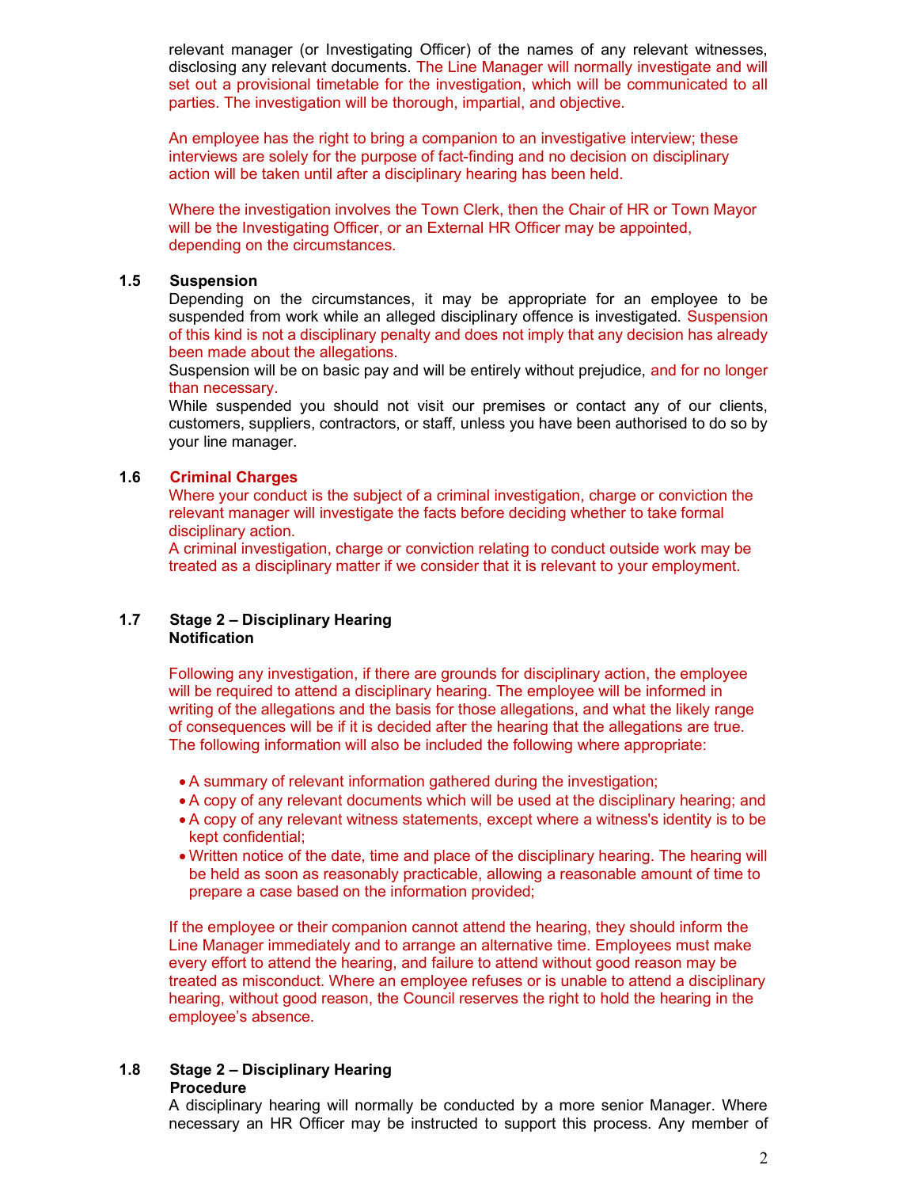relevant manager (or Investigating Officer) of the names of any relevant witnesses, disclosing any relevant documents. The Line Manager will normally investigate and will set out a provisional timetable for the investigation, which will be communicated to all parties. The investigation will be thorough, impartial, and objective.

An employee has the right to bring a companion to an investigative interview; these interviews are solely for the purpose of fact-finding and no decision on disciplinary action will be taken until after a disciplinary hearing has been held.

Where the investigation involves the Town Clerk, then the Chair of HR or Town Mayor will be the Investigating Officer, or an External HR Officer may be appointed, depending on the circumstances.

### 1.5 Suspension

Depending on the circumstances, it may be appropriate for an employee to be suspended from work while an alleged disciplinary offence is investigated. Suspension of this kind is not a disciplinary penalty and does not imply that any decision has already been made about the allegations.

Suspension will be on basic pay and will be entirely without prejudice, and for no longer than necessary.

While suspended you should not visit our premises or contact any of our clients, customers, suppliers, contractors, or staff, unless you have been authorised to do so by your line manager.

### 1.6 Criminal Charges

Where your conduct is the subject of a criminal investigation, charge or conviction the relevant manager will investigate the facts before deciding whether to take formal disciplinary action.

A criminal investigation, charge or conviction relating to conduct outside work may be treated as a disciplinary matter if we consider that it is relevant to your employment.

### 1.7 Stage 2 – Disciplinary Hearing
**Notification**

Following any investigation, if there are grounds for disciplinary action, the employee will be required to attend a disciplinary hearing. The employee will be informed in writing of the allegations and the basis for those allegations, and what the likely range of consequences will be if it is decided after the hearing that the allegations are true. The following information will also be included the following where appropriate:

- A summary of relevant information gathered during the investigation;
- A copy of any relevant documents which will be used at the disciplinary hearing; and
- A copy of any relevant witness statements, except where a witness's identity is to be kept confidential;
- Written notice of the date, time and place of the disciplinary hearing. The hearing will be held as soon as reasonably practicable, allowing a reasonable amount of time to prepare a case based on the information provided;

If the employee or their companion cannot attend the hearing, they should inform the Line Manager immediately and to arrange an alternative time. Employees must make every effort to attend the hearing, and failure to attend without good reason may be treated as misconduct. Where an employee refuses or is unable to attend a disciplinary hearing, without good reason, the Council reserves the right to hold the hearing in the employee's absence.

### 1.8 Stage 2 – Disciplinary Hearing
**Procedure**

A disciplinary hearing will normally be conducted by a more senior Manager. Where necessary an HR Officer may be instructed to support this process. Any member of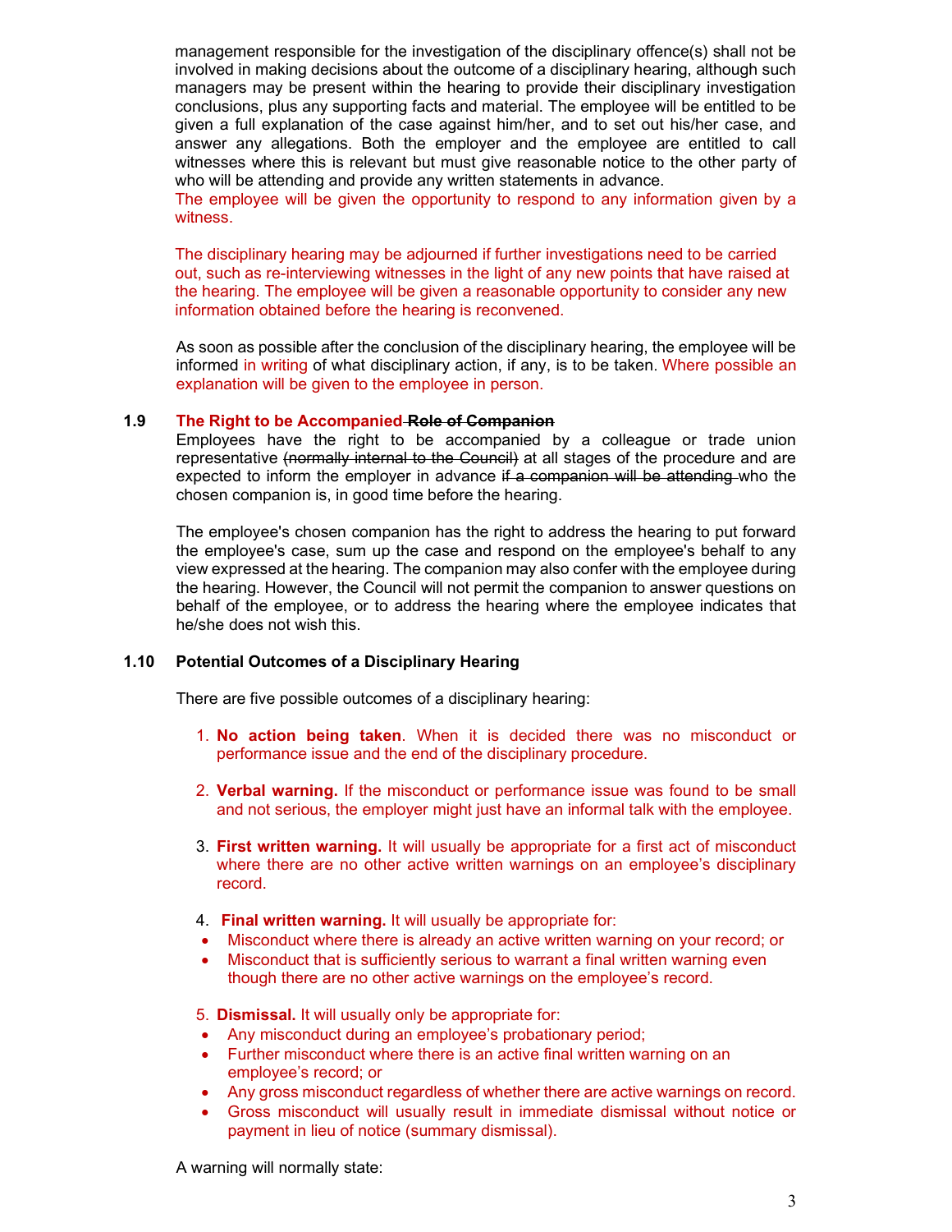management responsible for the investigation of the disciplinary offence(s) shall not be involved in making decisions about the outcome of a disciplinary hearing, although such managers may be present within the hearing to provide their disciplinary investigation conclusions, plus any supporting facts and material. The employee will be entitled to be given a full explanation of the case against him/her, and to set out his/her case, and answer any allegations. Both the employer and the employee are entitled to call witnesses where this is relevant but must give reasonable notice to the other party of who will be attending and provide any written statements in advance.
The employee will be given the opportunity to respond to any information given by a witness.

The disciplinary hearing may be adjourned if further investigations need to be carried out, such as re-interviewing witnesses in the light of any new points that have raised at the hearing. The employee will be given a reasonable opportunity to consider any new information obtained before the hearing is reconvened.

As soon as possible after the conclusion of the disciplinary hearing, the employee will be informed in writing of what disciplinary action, if any, is to be taken. Where possible an explanation will be given to the employee in person.

### 1.9 The Right to be Accompanied ~~Role of Companion~~

Employees have the right to be accompanied by a colleague or trade union representative ~~(normally internal to the Council)~~ at all stages of the procedure and are expected to inform the employer in advance ~~if a companion will be attending~~ who the chosen companion is, in good time before the hearing.

The employee's chosen companion has the right to address the hearing to put forward the employee's case, sum up the case and respond on the employee's behalf to any view expressed at the hearing. The companion may also confer with the employee during the hearing. However, the Council will not permit the companion to answer questions on behalf of the employee, or to address the hearing where the employee indicates that he/she does not wish this.

### 1.10 Potential Outcomes of a Disciplinary Hearing

There are five possible outcomes of a disciplinary hearing:

1. **No action being taken**. When it is decided there was no misconduct or performance issue and the end of the disciplinary procedure.

2. **Verbal warning.** If the misconduct or performance issue was found to be small and not serious, the employer might just have an informal talk with the employee.

3. **First written warning.** It will usually be appropriate for a first act of misconduct where there are no other active written warnings on an employee's disciplinary record.

4. **Final written warning.** It will usually be appropriate for:
   - Misconduct where there is already an active written warning on your record; or
   - Misconduct that is sufficiently serious to warrant a final written warning even though there are no other active warnings on the employee's record.

5. **Dismissal.** It will usually only be appropriate for:
   - Any misconduct during an employee's probationary period;
   - Further misconduct where there is an active final written warning on an employee's record; or
   - Any gross misconduct regardless of whether there are active warnings on record.
   - Gross misconduct will usually result in immediate dismissal without notice or payment in lieu of notice (summary dismissal).

A warning will normally state: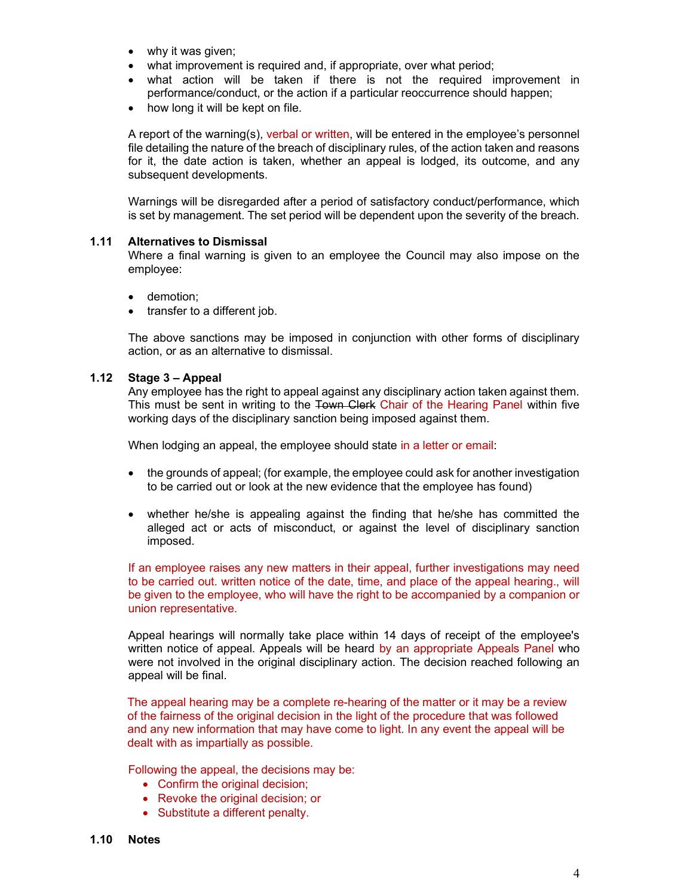- why it was given;
- what improvement is required and, if appropriate, over what period;
- what action will be taken if there is not the required improvement in performance/conduct, or the action if a particular reoccurrence should happen;
- how long it will be kept on file.

A report of the warning(s), verbal or written, will be entered in the employee's personnel file detailing the nature of the breach of disciplinary rules, of the action taken and reasons for it, the date action is taken, whether an appeal is lodged, its outcome, and any subsequent developments.

Warnings will be disregarded after a period of satisfactory conduct/performance, which is set by management. The set period will be dependent upon the severity of the breach.

### 1.11 Alternatives to Dismissal

Where a final warning is given to an employee the Council may also impose on the employee:

- demotion;
- transfer to a different job.

The above sanctions may be imposed in conjunction with other forms of disciplinary action, or as an alternative to dismissal.

### 1.12 Stage 3 – Appeal

Any employee has the right to appeal against any disciplinary action taken against them. This must be sent in writing to the ~~Town Clerk~~ Chair of the Hearing Panel within five working days of the disciplinary sanction being imposed against them.

When lodging an appeal, the employee should state in a letter or email:

- the grounds of appeal; (for example, the employee could ask for another investigation to be carried out or look at the new evidence that the employee has found)
- whether he/she is appealing against the finding that he/she has committed the alleged act or acts of misconduct, or against the level of disciplinary sanction imposed.

If an employee raises any new matters in their appeal, further investigations may need to be carried out. written notice of the date, time, and place of the appeal hearing., will be given to the employee, who will have the right to be accompanied by a companion or union representative.

Appeal hearings will normally take place within 14 days of receipt of the employee's written notice of appeal. Appeals will be heard by an appropriate Appeals Panel who were not involved in the original disciplinary action. The decision reached following an appeal will be final.

The appeal hearing may be a complete re-hearing of the matter or it may be a review of the fairness of the original decision in the light of the procedure that was followed and any new information that may have come to light. In any event the appeal will be dealt with as impartially as possible.

Following the appeal, the decisions may be:

- Confirm the original decision;
- Revoke the original decision; or
- Substitute a different penalty.

### 1.10 Notes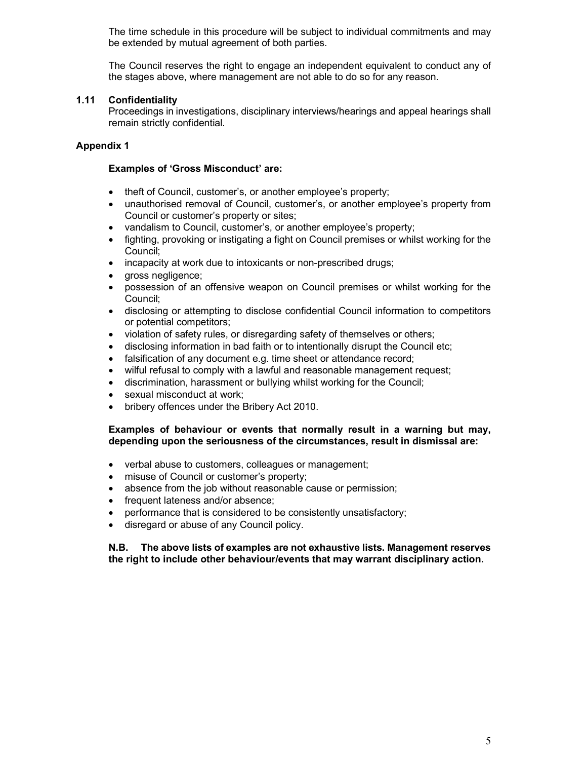The time schedule in this procedure will be subject to individual commitments and may be extended by mutual agreement of both parties.

The Council reserves the right to engage an independent equivalent to conduct any of the stages above, where management are not able to do so for any reason.

### 1.11 Confidentiality

Proceedings in investigations, disciplinary interviews/hearings and appeal hearings shall remain strictly confidential.

## Appendix 1

**Examples of 'Gross Misconduct' are:**

- theft of Council, customer's, or another employee's property;
- unauthorised removal of Council, customer's, or another employee's property from Council or customer's property or sites;
- vandalism to Council, customer's, or another employee's property;
- fighting, provoking or instigating a fight on Council premises or whilst working for the Council;
- incapacity at work due to intoxicants or non-prescribed drugs;
- gross negligence;
- possession of an offensive weapon on Council premises or whilst working for the Council;
- disclosing or attempting to disclose confidential Council information to competitors or potential competitors;
- violation of safety rules, or disregarding safety of themselves or others;
- disclosing information in bad faith or to intentionally disrupt the Council etc;
- falsification of any document e.g. time sheet or attendance record;
- wilful refusal to comply with a lawful and reasonable management request;
- discrimination, harassment or bullying whilst working for the Council;
- sexual misconduct at work;
- bribery offences under the Bribery Act 2010.

**Examples of behaviour or events that normally result in a warning but may, depending upon the seriousness of the circumstances, result in dismissal are:**

- verbal abuse to customers, colleagues or management;
- misuse of Council or customer's property;
- absence from the job without reasonable cause or permission;
- frequent lateness and/or absence;
- performance that is considered to be consistently unsatisfactory;
- disregard or abuse of any Council policy.

**N.B. The above lists of examples are not exhaustive lists. Management reserves the right to include other behaviour/events that may warrant disciplinary action.**